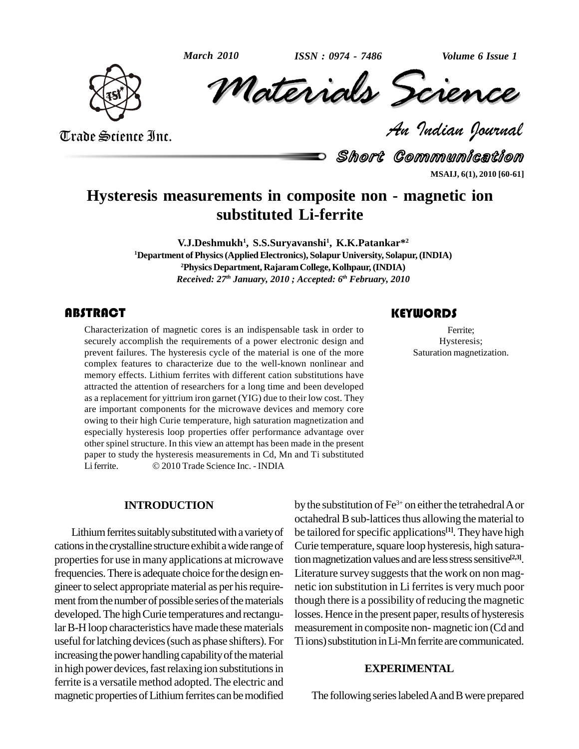# Hysteresis measurements in composite non - magnetic ion substituted Li-ferrite

**V.J.Deshmukh[1], S.S.Suryavanshi[1], K.K.Patankar*[2]**

[1]Department of Physics (Applied Electronics), Solapur University, Solapur, (INDIA)

[2]Physics Department, Rajaram College, Kolhpaur, (INDIA)

*Received: 27th January, 2010 ; Accepted: 6th February, 2010*

## ABSTRACT

Characterization of magnetic cores is an indispensable task in order to securely accomplish the requirements of a power electronic design and prevent failures. The hysteresis cycle of the material is one of the more complex features to characterize due to the well-known nonlinear and memory effects. Lithium ferrites with different cation substitutions have attracted the attention of researchers for a long time and been developed as a replacement for yittrium iron garnet (YIG) due to their low cost. They are important components for the microwave devices and memory core owing to their high Curie temperature, high saturation magnetization and especially hysteresis loop properties offer performance advantage over other spinel structure. In this view an attempt has been made in the present paper to study the hysteresis measurements in Cd, Mn and Ti substituted Li ferrite. © 2010 Trade Science Inc. - INDIA

## KEYWORDS

Ferrite;
Hysteresis;
Saturation magnetization.

## INTRODUCTION

Lithium ferrites suitably substituted with a variety of cations in the crystalline structure exhibit a wide range of properties for use in many applications at microwave frequencies. There is adequate choice for the design engineer to select appropriate material as per his requirement from the number of possible series of the materials developed. The high Curie temperatures and rectangular B-H loop characteristics have made these materials useful for latching devices (such as phase shifters). For increasing the power handling capability of the material in high power devices, fast relaxing ion substitutions in ferrite is a versatile method adopted. The electric and magnetic properties of Lithium ferrites can be modified by the substitution of $Fe^{3+}$ on either the tetrahedral A or octahedral B sub-lattices thus allowing the material to be tailored for specific applications[1]. They have high Curie temperature, square loop hysteresis, high saturation magnetization values and are less stress sensitive[2,3]. Literature survey suggests that the work on non magnetic ion substitution in Li ferrites is very much poor though there is a possibility of reducing the magnetic losses. Hence in the present paper, results of hysteresis measurement in composite non- magnetic ion (Cd and Ti ions) substitution in Li-Mn ferrite are communicated.

## EXPERIMENTAL

The following series labeled A and B were prepared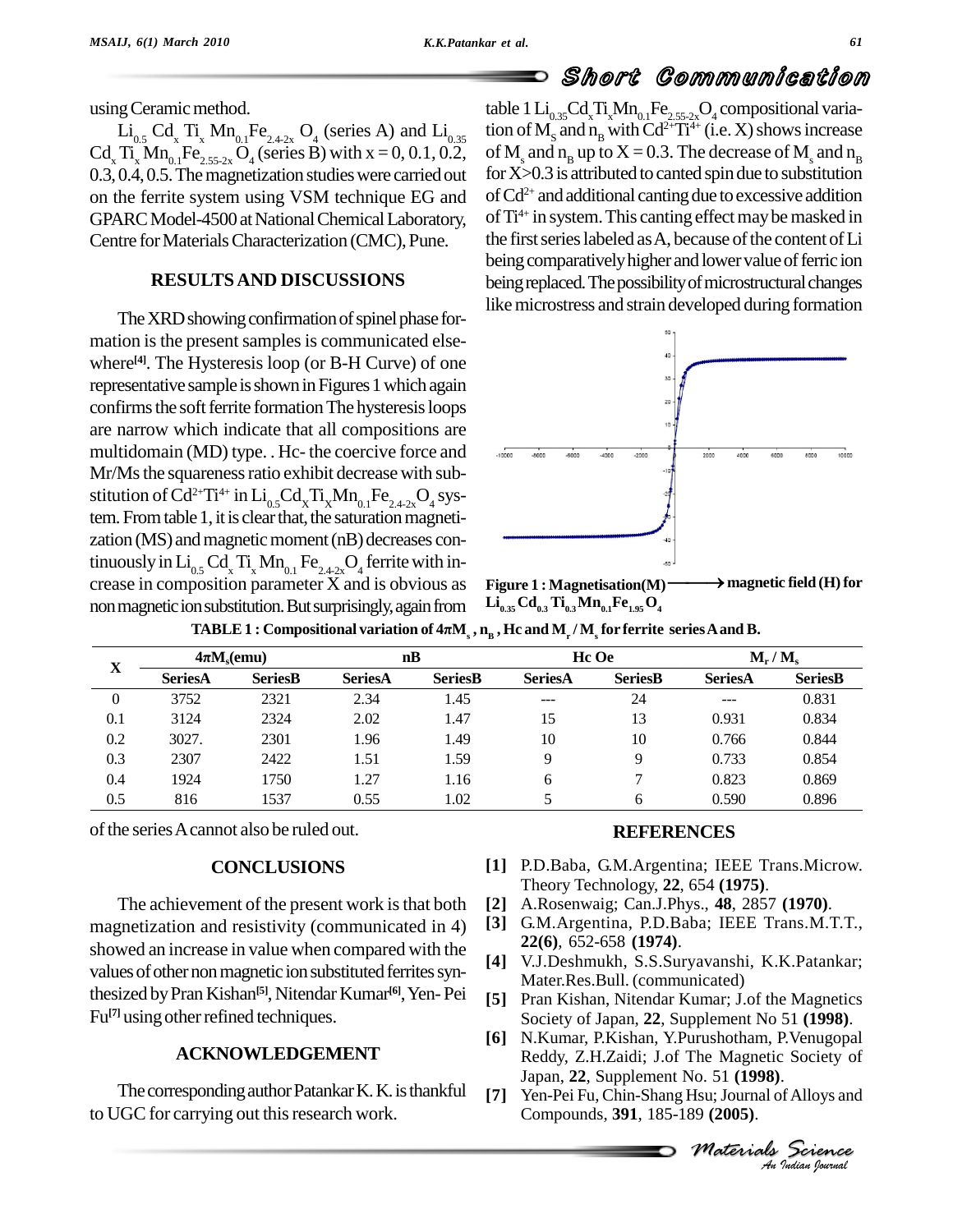using Ceramic method.

$Li_{0.5}$ $Cd_x$ $Ti_x$ $Mn_{0.1}Fe_{2.4-2x}$ $O_4$ (series A) and $Li_{0.35}$ $Cd_x$ $Ti_x$ $Mn_{0.1}Fe_{2.55-2x}$ $O_4$ (series B) with x = 0, 0.1, 0.2, 0.3, 0.4, 0.5. The magnetization studies were carried out on the ferrite system using VSM technique EG and GPARC Model-4500 at National Chemical Laboratory, Centre for Materials Characterization (CMC), Pune.

## RESULTS AND DISCUSSIONS

The XRD showing confirmation of spinel phase formation is the present samples is communicated elsewhere[4]. The Hysteresis loop (or B-H Curve) of one representative sample is shown in Figures 1 which again confirms the soft ferrite formation The hysteresis loops are narrow which indicate that all compositions are multidomain (MD) type. . Hc- the coercive force and Mr/Ms the squareness ratio exhibit decrease with substitution of $Cd^{2+}Ti^{4+}$ in $Li_{0.5}Cd_XTi_XMn_{0.1}Fe_{2.4-2X}O_4$ system. From table 1, it is clear that, the saturation magnetization (MS) and magnetic moment (nB) decreases continuously in $Li_{0.5}$ $Cd_x$ $Ti_x$ $Mn_{0.1}$ $Fe_{2.4-2x}O_4$ ferrite with increase in composition parameter X and is obvious as non magnetic ion substitution. But surprisingly, again from table 1 $Li_{0.35}Cd_xTi_xMn_{0.1}Fe_{2.55-2x}O_4$ compositional variation of $M_S$ and $n_B$ with $Cd^{2+}Ti^{4+}$ (i.e. X) shows increase of $M_s$ and $n_B$ up to X = 0.3. The decrease of $M_s$ and $n_B$ for X>0.3 is attributed to canted spin due to substitution of $Cd^{2+}$ and additional canting due to excessive addition of $Ti^{4+}$ in system. This canting effect may be masked in the first series labeled as A, because of the content of Li being comparatively higher and lower value of ferric ion being replaced. The possibility of microstructural changes like microstress and strain developed during formation of the series A cannot also be ruled out.

50
40
30
20
10
0
-10
-20
-30
-40
-50
-10000 -8000 -6000 -4000 -2000 0 2000 4000 6000 8000 10000

**Figure 1 : Magnetisation(M) ⟶ magnetic field (H) for $Li_{0.35}Cd_{0.3}Ti_{0.3}Mn_{0.1}Fe_{1.95}O_4$**

**TABLE 1 : Compositional variation of $4\pi M_s$, $n_B$, Hc and $M_r$ / $M_s$ for ferrite series A and B.**

| X | $4\pi M_s$(emu) | | nB | | Hc Oe | | $M_r$ / $M_s$ | |
|---|---|---|---|---|---|---|---|---|
| | SeriesA | SeriesB | SeriesA | SeriesB | SeriesA | SeriesB | SeriesA | SeriesB |
| 0 | 3752 | 2321 | 2.34 | 1.45 | --- | 24 | --- | 0.831 |
| 0.1 | 3124 | 2324 | 2.02 | 1.47 | 15 | 13 | 0.931 | 0.834 |
| 0.2 | 3027. | 2301 | 1.96 | 1.49 | 10 | 10 | 0.766 | 0.844 |
| 0.3 | 2307 | 2422 | 1.51 | 1.59 | 9 | 9 | 0.733 | 0.854 |
| 0.4 | 1924 | 1750 | 1.27 | 1.16 | 6 | 7 | 0.823 | 0.869 |
| 0.5 | 816 | 1537 | 0.55 | 1.02 | 5 | 6 | 0.590 | 0.896 |

## CONCLUSIONS

The achievement of the present work is that both magnetization and resistivity (communicated in 4) showed an increase in value when compared with the values of other non magnetic ion substituted ferrites synthesized by Pran Kishan[5], Nitendar Kumar[6], Yen- Pei Fu[7] using other refined techniques.

## ACKNOWLEDGEMENT

The corresponding author Patankar K. K. is thankful to UGC for carrying out this research work.

## REFERENCES

[1] P.D.Baba, G.M.Argentina; IEEE Trans.Microw. Theory Technology, **22**, 654 **(1975)**.

[2] A.Rosenwaig; Can.J.Phys., **48**, 2857 **(1970)**.

[3] G.M.Argentina, P.D.Baba; IEEE Trans.M.T.T., **22(6)**, 652-658 **(1974)**.

[4] V.J.Deshmukh, S.S.Suryavanshi, K.K.Patankar; Mater.Res.Bull. (communicated)

[5] Pran Kishan, Nitendar Kumar; J.of the Magnetics Society of Japan, **22**, Supplement No 51 **(1998)**.

[6] N.Kumar, P.Kishan, Y.Purushotham, P.Venugopal Reddy, Z.H.Zaidi; J.of The Magnetic Society of Japan, **22**, Supplement No. 51 **(1998)**.

[7] Yen-Pei Fu, Chin-Shang Hsu; Journal of Alloys and Compounds, **391**, 185-189 **(2005)**.